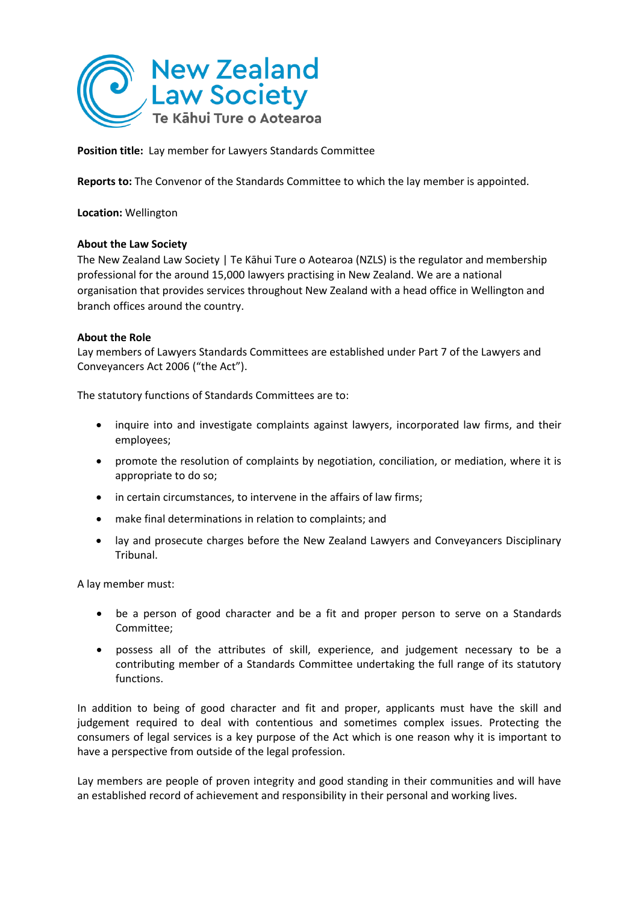New Zealand Law Society
Te Kāhui Ture o Aotearoa

**Position title:** Lay member for Lawyers Standards Committee

**Reports to:** The Convenor of the Standards Committee to which the lay member is appointed.

**Location:** Wellington

**About the Law Society**

The New Zealand Law Society | Te Kāhui Ture o Aotearoa (NZLS) is the regulator and membership professional for the around 15,000 lawyers practising in New Zealand. We are a national organisation that provides services throughout New Zealand with a head office in Wellington and branch offices around the country.

**About the Role**

Lay members of Lawyers Standards Committees are established under Part 7 of the Lawyers and Conveyancers Act 2006 ("the Act").

The statutory functions of Standards Committees are to:

- inquire into and investigate complaints against lawyers, incorporated law firms, and their employees;
- promote the resolution of complaints by negotiation, conciliation, or mediation, where it is appropriate to do so;
- in certain circumstances, to intervene in the affairs of law firms;
- make final determinations in relation to complaints; and
- lay and prosecute charges before the New Zealand Lawyers and Conveyancers Disciplinary Tribunal.

A lay member must:

- be a person of good character and be a fit and proper person to serve on a Standards Committee;
- possess all of the attributes of skill, experience, and judgement necessary to be a contributing member of a Standards Committee undertaking the full range of its statutory functions.

In addition to being of good character and fit and proper, applicants must have the skill and judgement required to deal with contentious and sometimes complex issues. Protecting the consumers of legal services is a key purpose of the Act which is one reason why it is important to have a perspective from outside of the legal profession.

Lay members are people of proven integrity and good standing in their communities and will have an established record of achievement and responsibility in their personal and working lives.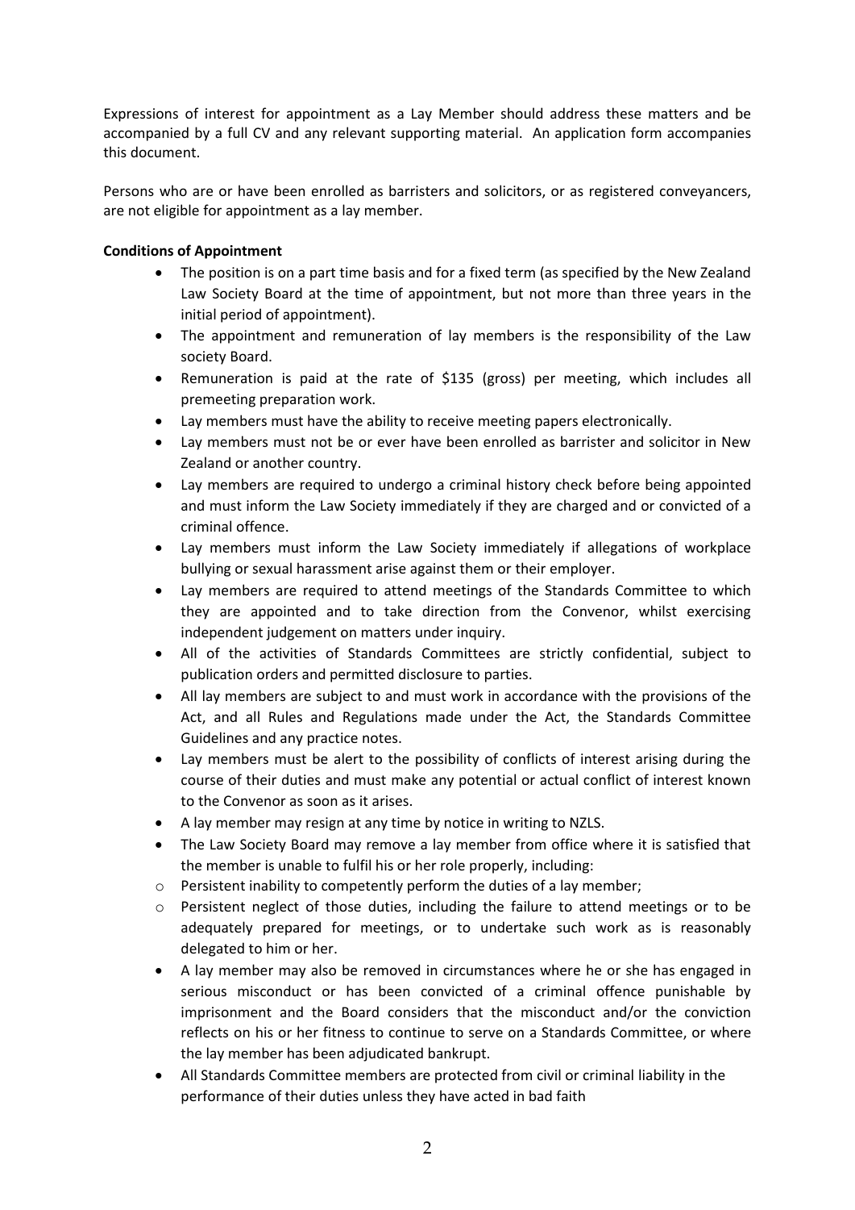Expressions of interest for appointment as a Lay Member should address these matters and be accompanied by a full CV and any relevant supporting material. An application form accompanies this document.

Persons who are or have been enrolled as barristers and solicitors, or as registered conveyancers, are not eligible for appointment as a lay member.

**Conditions of Appointment**

- The position is on a part time basis and for a fixed term (as specified by the New Zealand Law Society Board at the time of appointment, but not more than three years in the initial period of appointment).
- The appointment and remuneration of lay members is the responsibility of the Law society Board.
- Remuneration is paid at the rate of $135 (gross) per meeting, which includes all premeeting preparation work.
- Lay members must have the ability to receive meeting papers electronically.
- Lay members must not be or ever have been enrolled as barrister and solicitor in New Zealand or another country.
- Lay members are required to undergo a criminal history check before being appointed and must inform the Law Society immediately if they are charged and or convicted of a criminal offence.
- Lay members must inform the Law Society immediately if allegations of workplace bullying or sexual harassment arise against them or their employer.
- Lay members are required to attend meetings of the Standards Committee to which they are appointed and to take direction from the Convenor, whilst exercising independent judgement on matters under inquiry.
- All of the activities of Standards Committees are strictly confidential, subject to publication orders and permitted disclosure to parties.
- All lay members are subject to and must work in accordance with the provisions of the Act, and all Rules and Regulations made under the Act, the Standards Committee Guidelines and any practice notes.
- Lay members must be alert to the possibility of conflicts of interest arising during the course of their duties and must make any potential or actual conflict of interest known to the Convenor as soon as it arises.
- A lay member may resign at any time by notice in writing to NZLS.
- The Law Society Board may remove a lay member from office where it is satisfied that the member is unable to fulfil his or her role properly, including:
  - Persistent inability to competently perform the duties of a lay member;
  - Persistent neglect of those duties, including the failure to attend meetings or to be adequately prepared for meetings, or to undertake such work as is reasonably delegated to him or her.
- A lay member may also be removed in circumstances where he or she has engaged in serious misconduct or has been convicted of a criminal offence punishable by imprisonment and the Board considers that the misconduct and/or the conviction reflects on his or her fitness to continue to serve on a Standards Committee, or where the lay member has been adjudicated bankrupt.
- All Standards Committee members are protected from civil or criminal liability in the performance of their duties unless they have acted in bad faith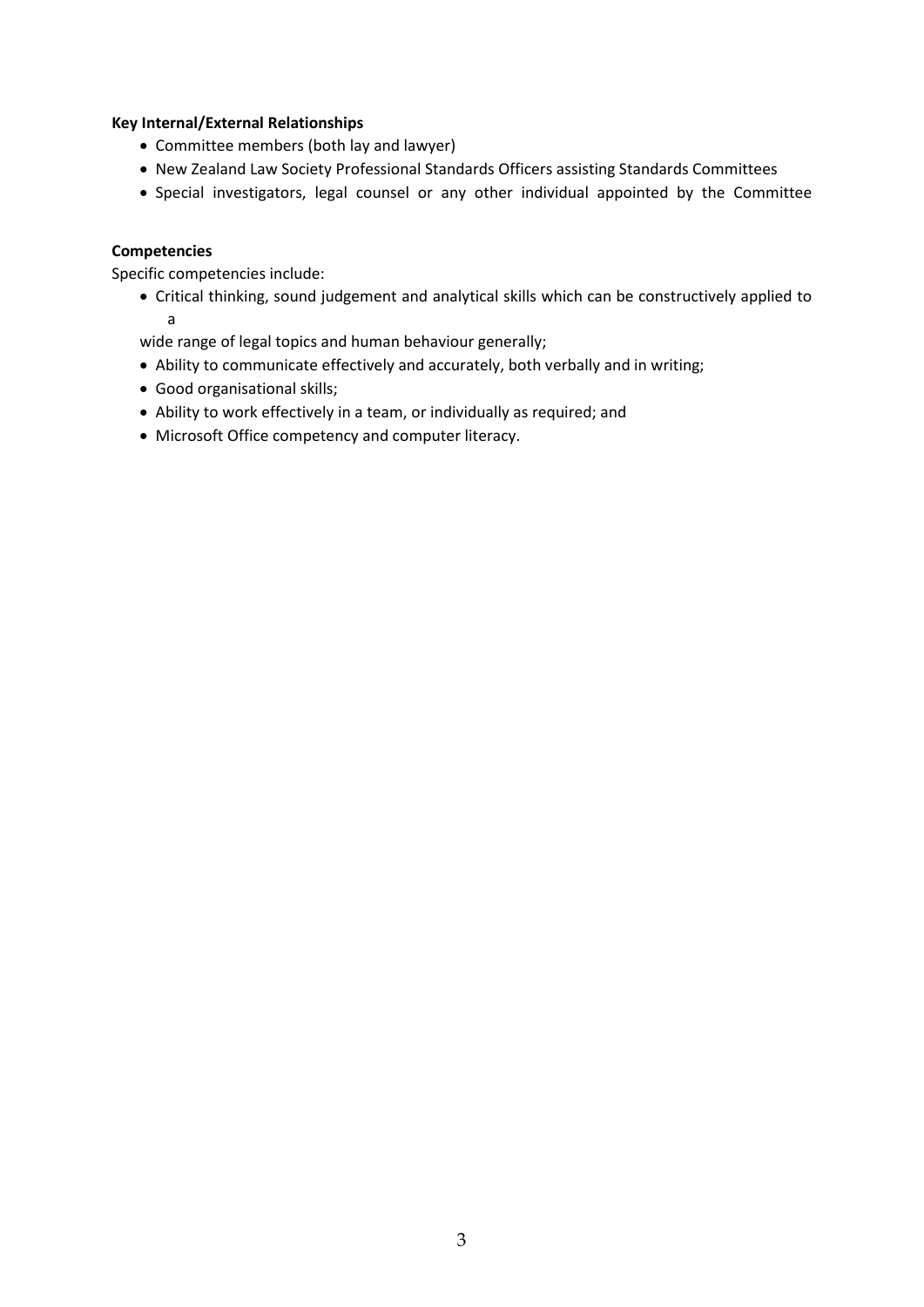**Key Internal/External Relationships**

- Committee members (both lay and lawyer)
- New Zealand Law Society Professional Standards Officers assisting Standards Committees
- Special investigators, legal counsel or any other individual appointed by the Committee

**Competencies**

Specific competencies include:

- Critical thinking, sound judgement and analytical skills which can be constructively applied to a wide range of legal topics and human behaviour generally;
- Ability to communicate effectively and accurately, both verbally and in writing;
- Good organisational skills;
- Ability to work effectively in a team, or individually as required; and
- Microsoft Office competency and computer literacy.